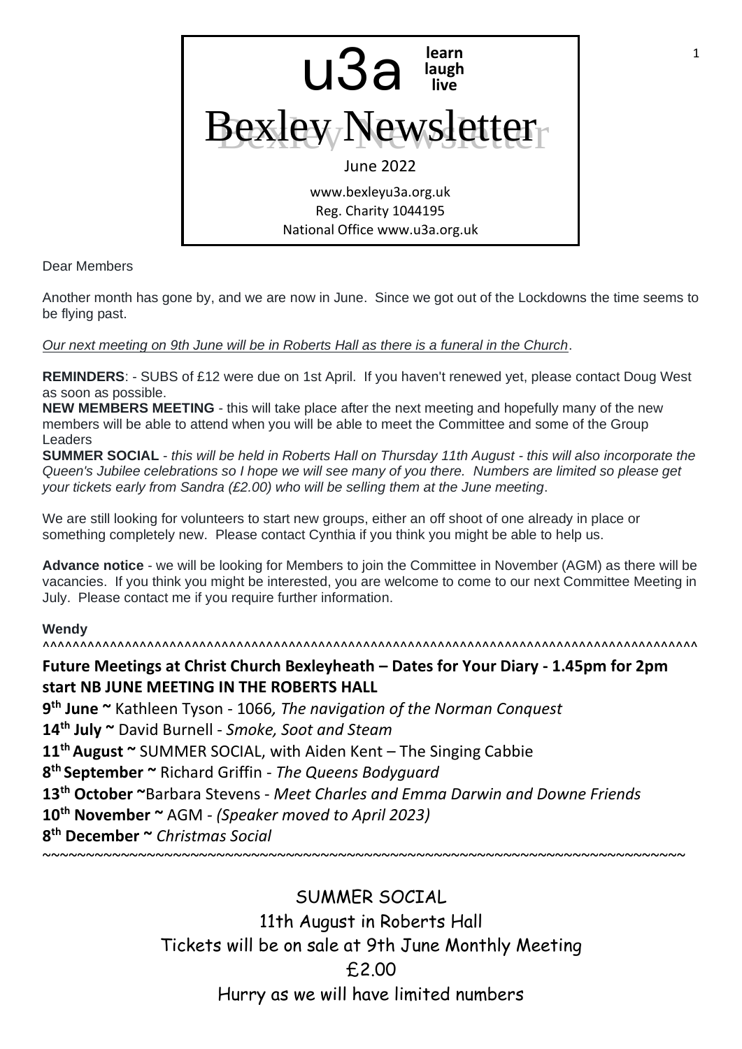# u3a Bexley Newsletter

learn laugh live

June 2022

www.bexleyu3a.org.uk
Reg. Charity 1044195
National Office www.u3a.org.uk

Dear Members

Another month has gone by, and we are now in June. Since we got out of the Lockdowns the time seems to be flying past.

*Our next meeting on 9th June will be in Roberts Hall as there is a funeral in the Church*.

**REMINDERS**: - SUBS of £12 were due on 1st April. If you haven't renewed yet, please contact Doug West as soon as possible.

**NEW MEMBERS MEETING** - this will take place after the next meeting and hopefully many of the new members will be able to attend when you will be able to meet the Committee and some of the Group Leaders

**SUMMER SOCIAL** - *this will be held in Roberts Hall on Thursday 11th August - this will also incorporate the Queen's Jubilee celebrations so I hope we will see many of you there. Numbers are limited so please get your tickets early from Sandra (£2.00) who will be selling them at the June meeting*.

We are still looking for volunteers to start new groups, either an off shoot of one already in place or something completely new. Please contact Cynthia if you think you might be able to help us.

**Advance notice** - we will be looking for Members to join the Committee in November (AGM) as there will be vacancies. If you think you might be interested, you are welcome to come to our next Committee Meeting in July. Please contact me if you require further information.

**Wendy**

^^^^^^^^^^^^^^^^^^^^^^^^^^^^^^^^^^^^^^^^^^^^^^^^^^^^^^^^^^^^^^^^^^^^^^^^^^^^^^^^^^^^^^^^^^^^

## Future Meetings at Christ Church Bexleyheath – Dates for Your Diary - 1.45pm for 2pm start NB JUNE MEETING IN THE ROBERTS HALL

**9th June ~** Kathleen Tyson - 1066*, The navigation of the Norman Conquest*

**14th July ~** David Burnell - *Smoke, Soot and Steam*

**11th August ~** SUMMER SOCIAL, with Aiden Kent – The Singing Cabbie

**8th September ~** Richard Griffin - *The Queens Bodyguard*

**13th October ~**Barbara Stevens - *Meet Charles and Emma Darwin and Downe Friends*

**10th November ~** AGM - *(Speaker moved to April 2023)*

**8th December ~** *Christmas Social*

~~~~~~~~~~~~~~~~~~~~~~~~~~~~~~~~~~~~~~~~~~~~~~~~~~~~~~~~~~~~~~~~~~~~~~~~~~~~~~~~~~~~~~~

SUMMER SOCIAL

11th August in Roberts Hall

Tickets will be on sale at 9th June Monthly Meeting

£2.00

Hurry as we will have limited numbers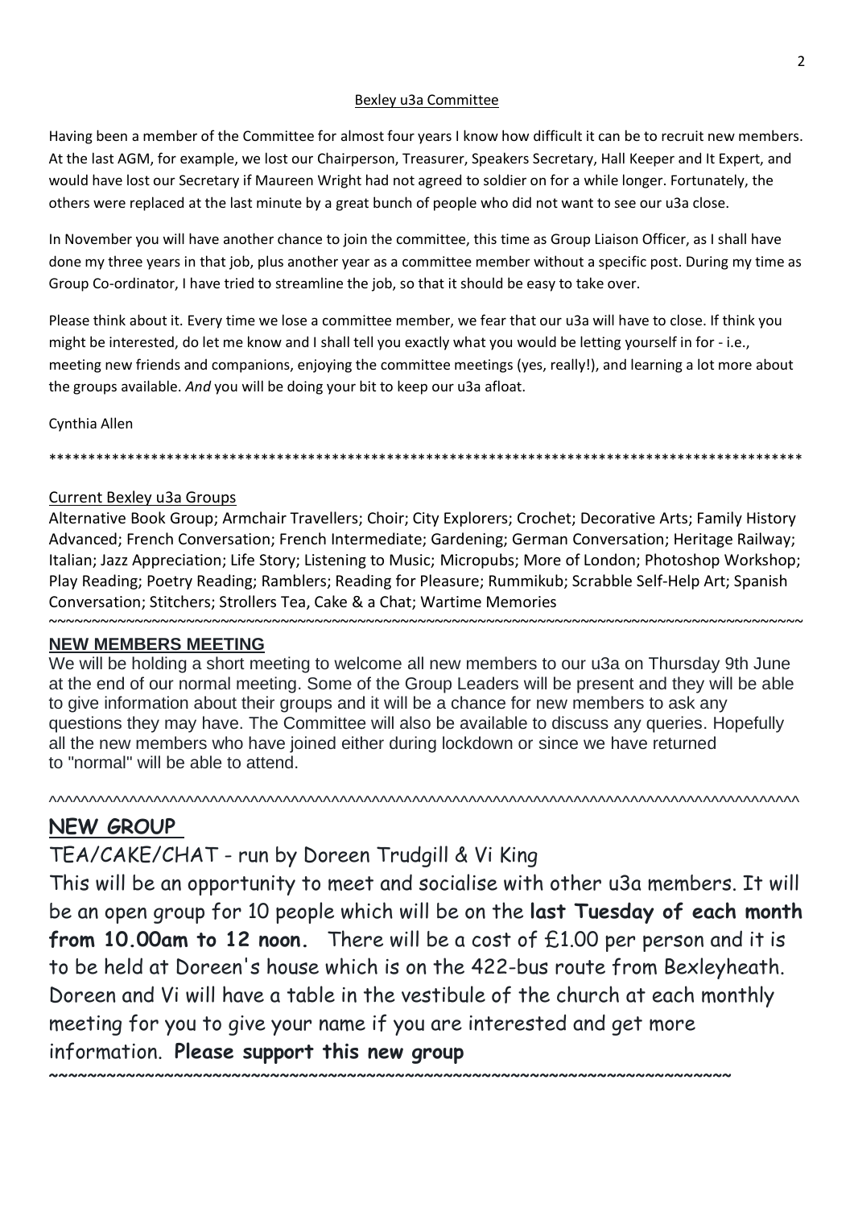## Bexley u3a Committee

Having been a member of the Committee for almost four years I know how difficult it can be to recruit new members. At the last AGM, for example, we lost our Chairperson, Treasurer, Speakers Secretary, Hall Keeper and It Expert, and would have lost our Secretary if Maureen Wright had not agreed to soldier on for a while longer. Fortunately, the others were replaced at the last minute by a great bunch of people who did not want to see our u3a close.

In November you will have another chance to join the committee, this time as Group Liaison Officer, as I shall have done my three years in that job, plus another year as a committee member without a specific post. During my time as Group Co-ordinator, I have tried to streamline the job, so that it should be easy to take over.

Please think about it. Every time we lose a committee member, we fear that our u3a will have to close. If think you might be interested, do let me know and I shall tell you exactly what you would be letting yourself in for - i.e., meeting new friends and companions, enjoying the committee meetings (yes, really!), and learning a lot more about the groups available. *And* you will be doing your bit to keep our u3a afloat.

Cynthia Allen

****************************************************************************************************

## Current Bexley u3a Groups

Alternative Book Group; Armchair Travellers; Choir; City Explorers; Crochet; Decorative Arts; Family History Advanced; French Conversation; French Intermediate; Gardening; German Conversation; Heritage Railway; Italian; Jazz Appreciation; Life Story; Listening to Music; Micropubs; More of London; Photoshop Workshop; Play Reading; Poetry Reading; Ramblers; Reading for Pleasure; Rummikub; Scrabble Self-Help Art; Spanish Conversation; Stitchers; Strollers Tea, Cake & a Chat; Wartime Memories

~~~~~~~~~~~~~~~~~~~~~~~~~~~~~~~~~~~~~~~~~~~~~~~~~~~~~~~~~~~~~~~~~~~~~~~~~~~~~~~~~~~~~~~~

## NEW MEMBERS MEETING

We will be holding a short meeting to welcome all new members to our u3a on Thursday 9th June at the end of our normal meeting. Some of the Group Leaders will be present and they will be able to give information about their groups and it will be a chance for new members to ask any questions they may have. The Committee will also be available to discuss any queries. Hopefully all the new members who have joined either during lockdown or since we have returned to "normal" will be able to attend.

^^^^^^^^^^^^^^^^^^^^^^^^^^^^^^^^^^^^^^^^^^^^^^^^^^^^^^^^^^^^^^^^^^^^^^^^^^^^^^^^^^^^^^^^^^^^^^^^^^^^^^^^

## NEW GROUP

TEA/CAKE/CHAT - run by Doreen Trudgill & Vi King

This will be an opportunity to meet and socialise with other u3a members. It will be an open group for 10 people which will be on the **last Tuesday of each month from 10.00am to 12 noon.** There will be a cost of £1.00 per person and it is to be held at Doreen's house which is on the 422-bus route from Bexleyheath. Doreen and Vi will have a table in the vestibule of the church at each monthly meeting for you to give your name if you are interested and get more information. **Please support this new group**

~~~~~~~~~~~~~~~~~~~~~~~~~~~~~~~~~~~~~~~~~~~~~~~~~~~~~~~~~~~~~~~~~~~~~~~~~~~~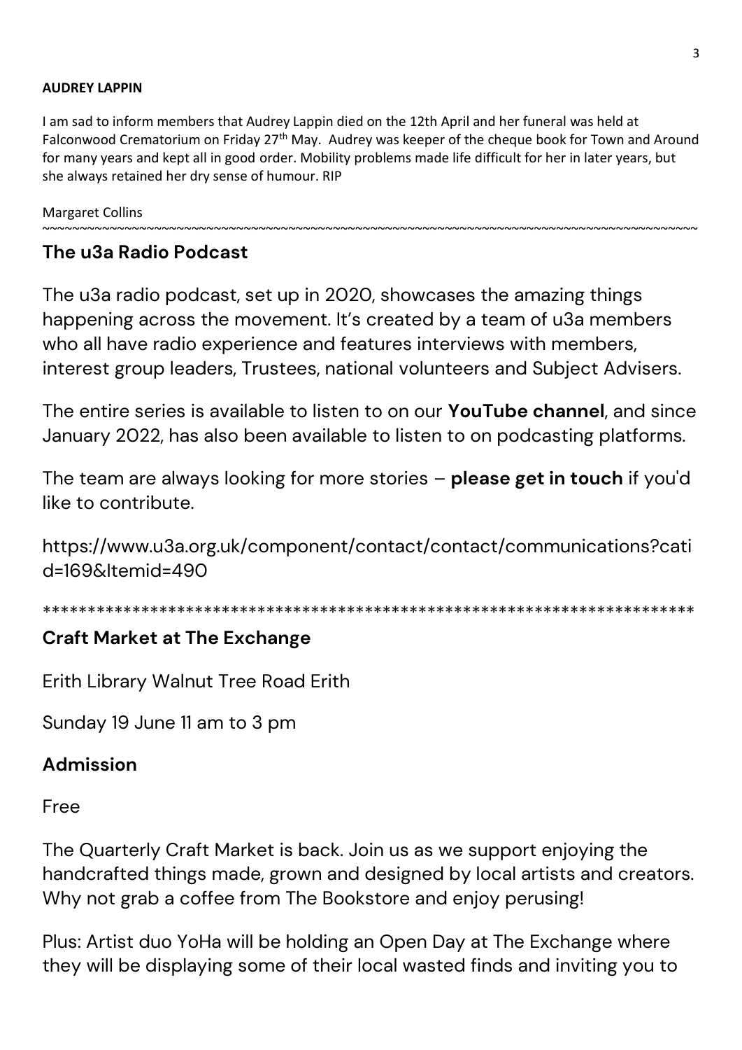**AUDREY LAPPIN**

I am sad to inform members that Audrey Lappin died on the 12th April and her funeral was held at Falconwood Crematorium on Friday 27th May. Audrey was keeper of the cheque book for Town and Around for many years and kept all in good order. Mobility problems made life difficult for her in later years, but she always retained her dry sense of humour. RIP

Margaret Collins

~~~~~~~~~~~~~~~~~~~~~~~~~~~~~~~~~~~~~~~~~~~~~~~~~~~~~~~~~~~~~~~~~~~~~~~~~~~~~~~~~~~~~~~~~~~~~~~~

## The u3a Radio Podcast

The u3a radio podcast, set up in 2020, showcases the amazing things happening across the movement. It's created by a team of u3a members who all have radio experience and features interviews with members, interest group leaders, Trustees, national volunteers and Subject Advisers.

The entire series is available to listen to on our **YouTube channel**, and since January 2022, has also been available to listen to on podcasting platforms.

The team are always looking for more stories – **please get in touch** if you'd like to contribute.

https://www.u3a.org.uk/component/contact/contact/communications?catid=169&Itemid=490

*************************************************************************

## Craft Market at The Exchange

Erith Library Walnut Tree Road Erith

Sunday 19 June 11 am to 3 pm

## Admission

Free

The Quarterly Craft Market is back. Join us as we support enjoying the handcrafted things made, grown and designed by local artists and creators. Why not grab a coffee from The Bookstore and enjoy perusing!

Plus: Artist duo YoHa will be holding an Open Day at The Exchange where they will be displaying some of their local wasted finds and inviting you to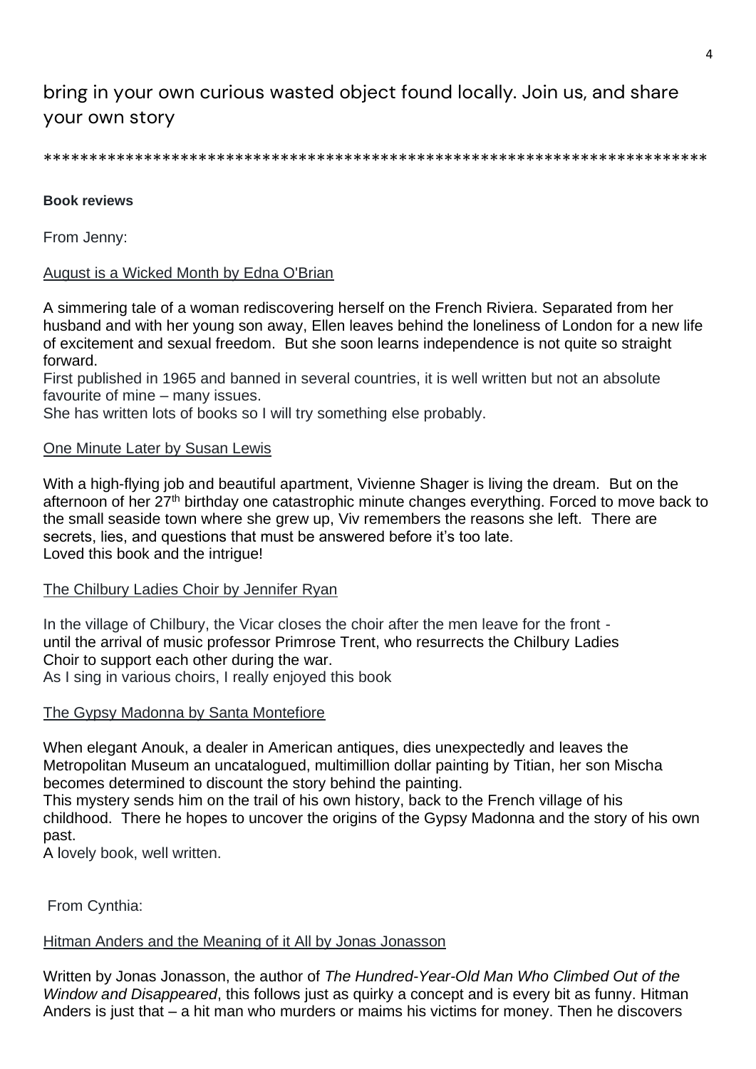bring in your own curious wasted object found locally. Join us, and share your own story

*************************************************************************

**Book reviews**

From Jenny:

August is a Wicked Month by Edna O'Brian

A simmering tale of a woman rediscovering herself on the French Riviera. Separated from her husband and with her young son away, Ellen leaves behind the loneliness of London for a new life of excitement and sexual freedom. But she soon learns independence is not quite so straight forward.
First published in 1965 and banned in several countries, it is well written but not an absolute favourite of mine – many issues.
She has written lots of books so I will try something else probably.

One Minute Later by Susan Lewis

With a high-flying job and beautiful apartment, Vivienne Shager is living the dream. But on the afternoon of her 27th birthday one catastrophic minute changes everything. Forced to move back to the small seaside town where she grew up, Viv remembers the reasons she left. There are secrets, lies, and questions that must be answered before it's too late.
Loved this book and the intrigue!

The Chilbury Ladies Choir by Jennifer Ryan

In the village of Chilbury, the Vicar closes the choir after the men leave for the front - until the arrival of music professor Primrose Trent, who resurrects the Chilbury Ladies Choir to support each other during the war.
As I sing in various choirs, I really enjoyed this book

The Gypsy Madonna by Santa Montefiore

When elegant Anouk, a dealer in American antiques, dies unexpectedly and leaves the Metropolitan Museum an uncatalogued, multimillion dollar painting by Titian, her son Mischa becomes determined to discount the story behind the painting.
This mystery sends him on the trail of his own history, back to the French village of his childhood. There he hopes to uncover the origins of the Gypsy Madonna and the story of his own past.
A lovely book, well written.

From Cynthia:

Hitman Anders and the Meaning of it All by Jonas Jonasson

Written by Jonas Jonasson, the author of *The Hundred-Year-Old Man Who Climbed Out of the Window and Disappeared*, this follows just as quirky a concept and is every bit as funny. Hitman Anders is just that – a hit man who murders or maims his victims for money. Then he discovers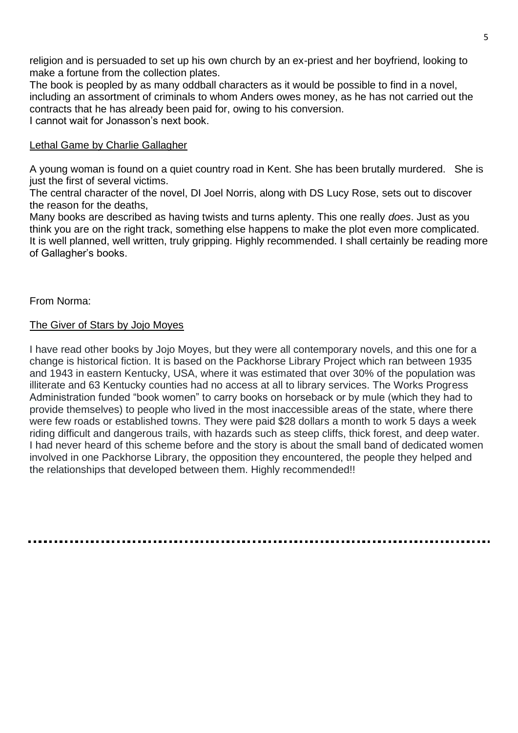religion and is persuaded to set up his own church by an ex-priest and her boyfriend, looking to make a fortune from the collection plates.

The book is peopled by as many oddball characters as it would be possible to find in a novel, including an assortment of criminals to whom Anders owes money, as he has not carried out the contracts that he has already been paid for, owing to his conversion.

I cannot wait for Jonasson's next book.

<u>Lethal Game by Charlie Gallagher</u>

A young woman is found on a quiet country road in Kent. She has been brutally murdered. She is just the first of several victims.

The central character of the novel, DI Joel Norris, along with DS Lucy Rose, sets out to discover the reason for the deaths,

Many books are described as having twists and turns aplenty. This one really *does*. Just as you think you are on the right track, something else happens to make the plot even more complicated. It is well planned, well written, truly gripping. Highly recommended. I shall certainly be reading more of Gallagher's books.

From Norma:

<u>The Giver of Stars by Jojo Moyes</u>

I have read other books by Jojo Moyes, but they were all contemporary novels, and this one for a change is historical fiction. It is based on the Packhorse Library Project which ran between 1935 and 1943 in eastern Kentucky, USA, where it was estimated that over 30% of the population was illiterate and 63 Kentucky counties had no access at all to library services. The Works Progress Administration funded "book women" to carry books on horseback or by mule (which they had to provide themselves) to people who lived in the most inaccessible areas of the state, where there were few roads or established towns. They were paid $28 dollars a month to work 5 days a week riding difficult and dangerous trails, with hazards such as steep cliffs, thick forest, and deep water. I had never heard of this scheme before and the story is about the small band of dedicated women involved in one Packhorse Library, the opposition they encountered, the people they helped and the relationships that developed between them. Highly recommended!!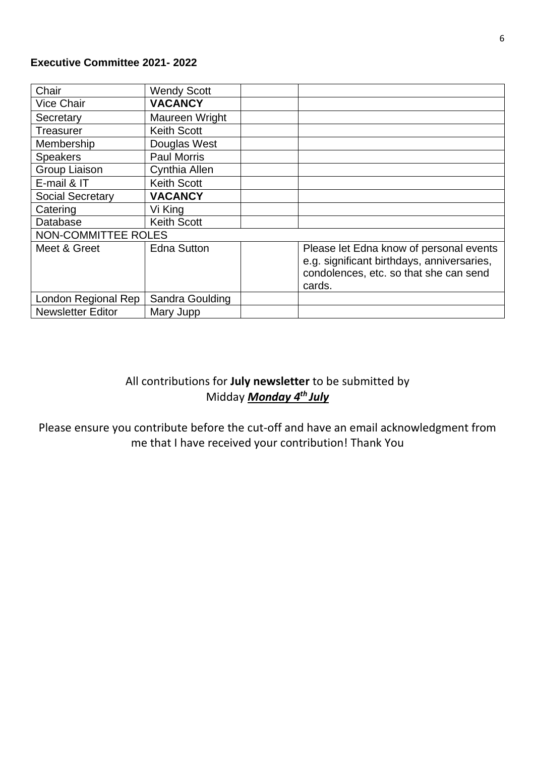**Executive Committee 2021- 2022**

| | | | |
|---|---|---|---|
| Chair | Wendy Scott | | |
| Vice Chair | **VACANCY** | | |
| Secretary | Maureen Wright | | |
| Treasurer | Keith Scott | | |
| Membership | Douglas West | | |
| Speakers | Paul Morris | | |
| Group Liaison | Cynthia Allen | | |
| E-mail & IT | Keith Scott | | |
| Social Secretary | **VACANCY** | | |
| Catering | Vi King | | |
| Database | Keith Scott | | |
| NON-COMMITTEE ROLES | | | |
| Meet & Greet | Edna Sutton | | Please let Edna know of personal events e.g. significant birthdays, anniversaries, condolences, etc. so that she can send cards. |
| London Regional Rep | Sandra Goulding | | |
| Newsletter Editor | Mary Jupp | | |

All contributions for **July newsletter** to be submitted by Midday ***Monday 4th July***

Please ensure you contribute before the cut-off and have an email acknowledgment from me that I have received your contribution! Thank You